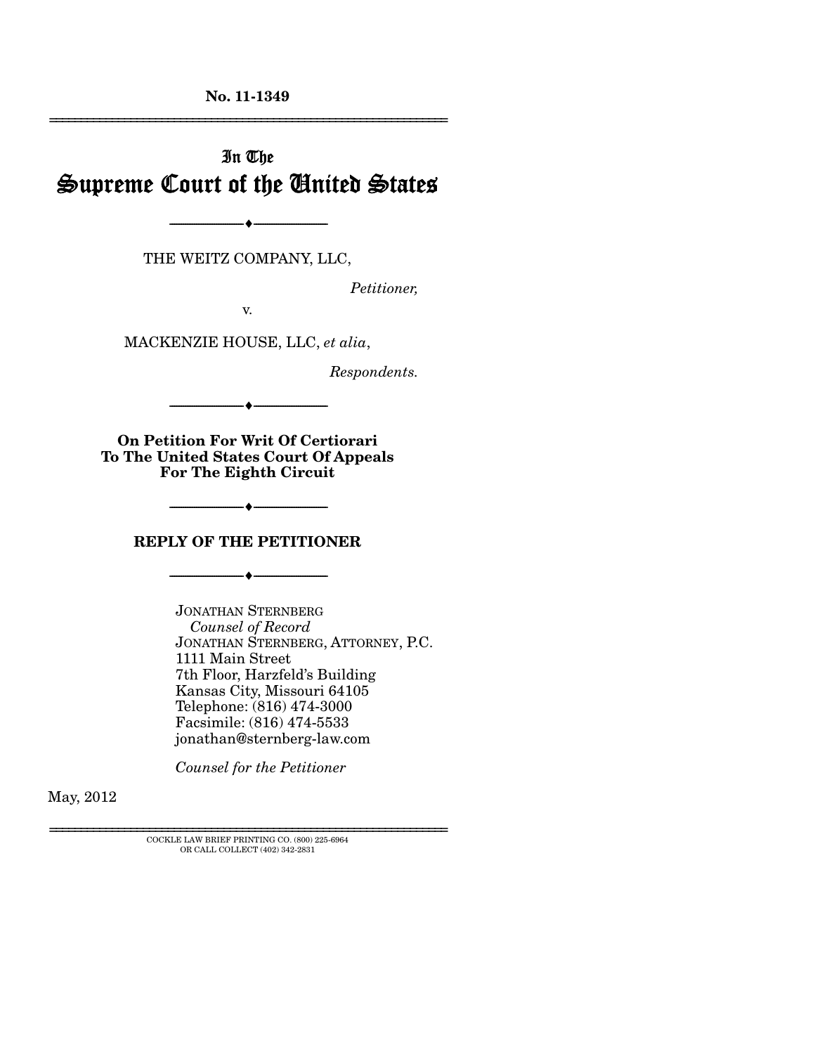**No. 11-1349**

---

# In The Supreme Court of the United States

---

THE WEITZ COMPANY, LLC,

*Petitioner,*

v.

MACKENZIE HOUSE, LLC, *et alia*,

*Respondents.*

---

**On Petition For Writ Of Certiorari To The United States Court Of Appeals For The Eighth Circuit**

---

## REPLY OF THE PETITIONER

---

JONATHAN STERNBERG
*Counsel of Record*
JONATHAN STERNBERG, ATTORNEY, P.C.
1111 Main Street
7th Floor, Harzfeld's Building
Kansas City, Missouri 64105
Telephone: (816) 474-3000
Facsimile: (816) 474-5533
jonathan@sternberg-law.com

*Counsel for the Petitioner*

May, 2012

---

COCKLE LAW BRIEF PRINTING CO. (800) 225-6964
OR CALL COLLECT (402) 342-2831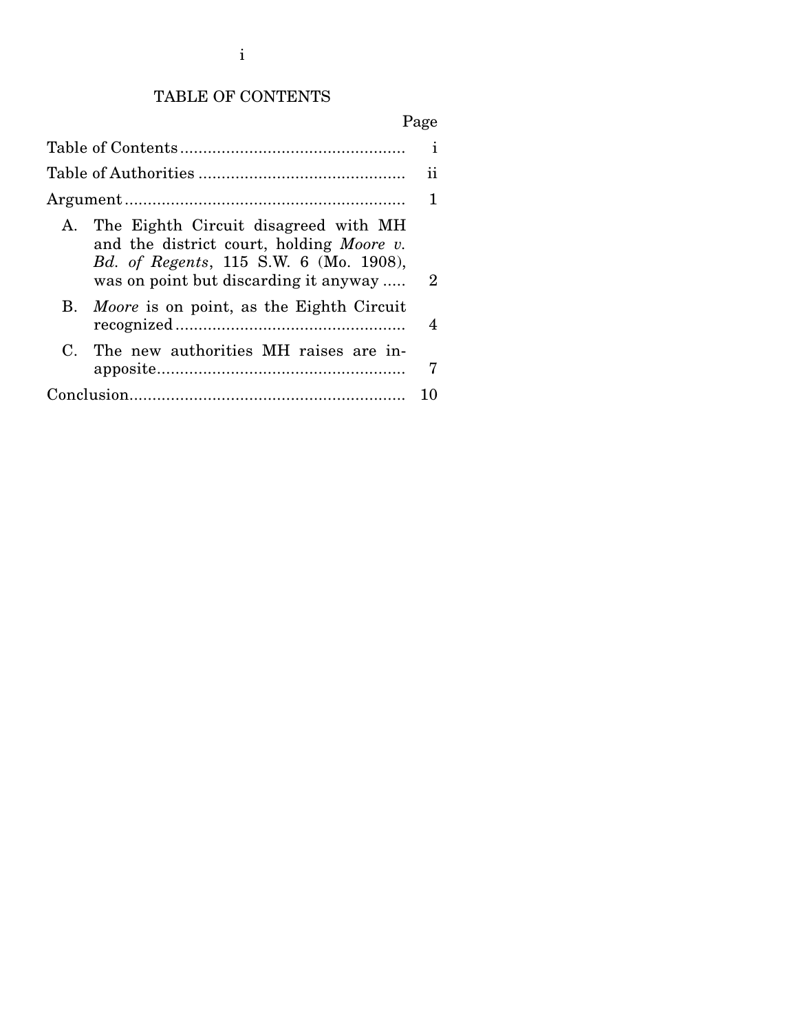# TABLE OF CONTENTS

| | Page |
|---|---|
| Table of Contents | i |
| Table of Authorities | ii |
| Argument | 1 |
| A. The Eighth Circuit disagreed with MH and the district court, holding *Moore v. Bd. of Regents*, 115 S.W. 6 (Mo. 1908), was on point but discarding it anyway | 2 |
| B. *Moore* is on point, as the Eighth Circuit recognized | 4 |
| C. The new authorities MH raises are inapposite | 7 |
| Conclusion | 10 |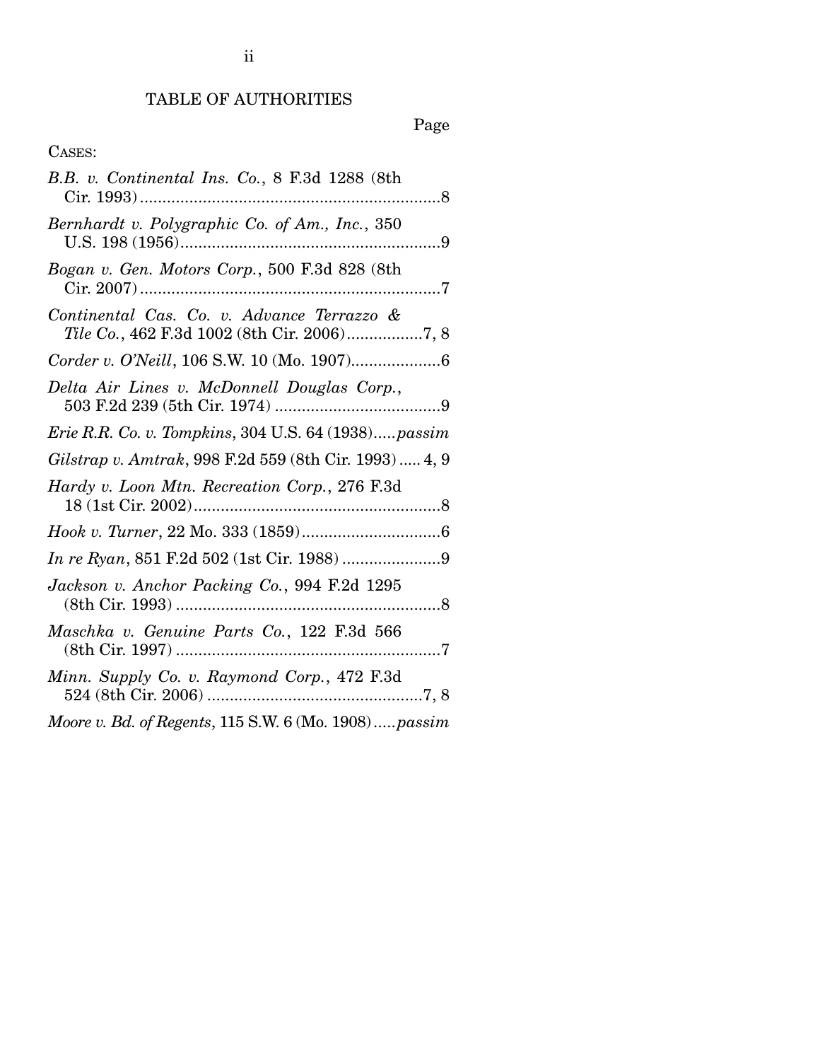# TABLE OF AUTHORITIES

Page

CASES:

*B.B. v. Continental Ins. Co.*, 8 F.3d 1288 (8th Cir. 1993) .......... 8

*Bernhardt v. Polygraphic Co. of Am., Inc.*, 350 U.S. 198 (1956) .......... 9

*Bogan v. Gen. Motors Corp.*, 500 F.3d 828 (8th Cir. 2007) .......... 7

*Continental Cas. Co. v. Advance Terrazzo & Tile Co.*, 462 F.3d 1002 (8th Cir. 2006) .......... 7, 8

*Corder v. O'Neill*, 106 S.W. 10 (Mo. 1907) .......... 6

*Delta Air Lines v. McDonnell Douglas Corp.*, 503 F.2d 239 (5th Cir. 1974) .......... 9

*Erie R.R. Co. v. Tompkins*, 304 U.S. 64 (1938) .......... *passim*

*Gilstrap v. Amtrak*, 998 F.2d 559 (8th Cir. 1993) .......... 4, 9

*Hardy v. Loon Mtn. Recreation Corp.*, 276 F.3d 18 (1st Cir. 2002) .......... 8

*Hook v. Turner*, 22 Mo. 333 (1859) .......... 6

*In re Ryan*, 851 F.2d 502 (1st Cir. 1988) .......... 9

*Jackson v. Anchor Packing Co.*, 994 F.2d 1295 (8th Cir. 1993) .......... 8

*Maschka v. Genuine Parts Co.*, 122 F.3d 566 (8th Cir. 1997) .......... 7

*Minn. Supply Co. v. Raymond Corp.*, 472 F.3d 524 (8th Cir. 2006) .......... 7, 8

*Moore v. Bd. of Regents*, 115 S.W. 6 (Mo. 1908) .......... *passim*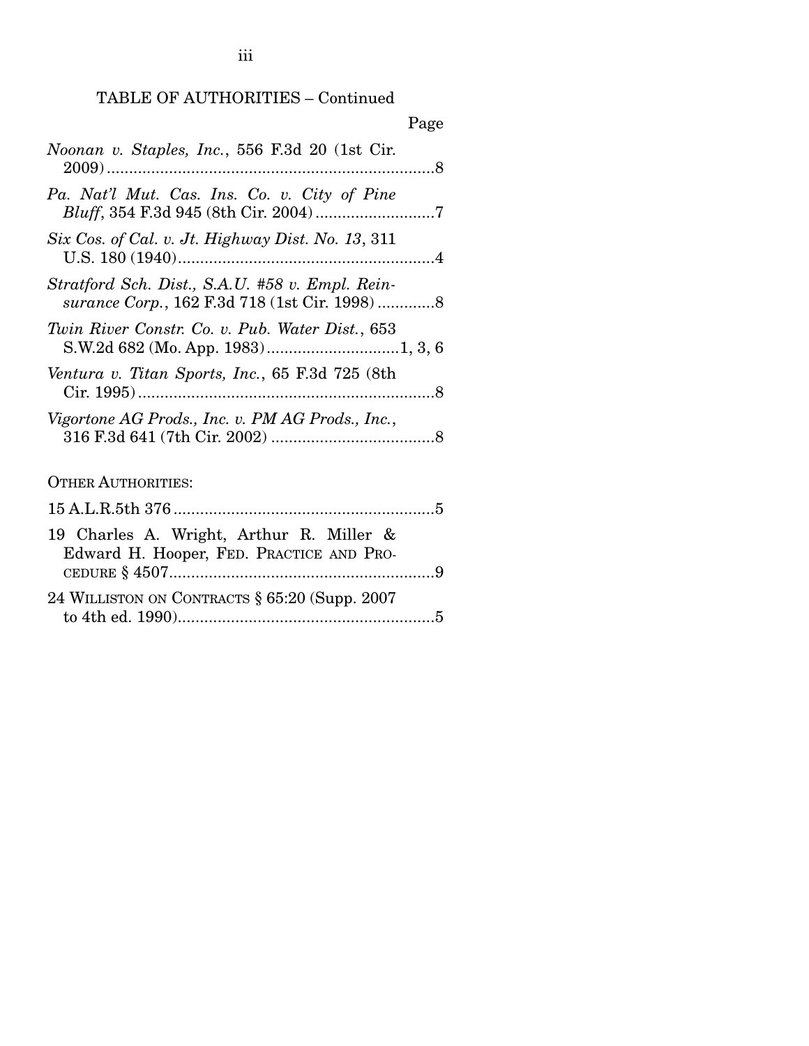TABLE OF AUTHORITIES – Continued

Page

*Noonan v. Staples, Inc.*, 556 F.3d 20 (1st Cir. 2009) ..... 8

*Pa. Nat'l Mut. Cas. Ins. Co. v. City of Pine Bluff*, 354 F.3d 945 (8th Cir. 2004) ..... 7

*Six Cos. of Cal. v. Jt. Highway Dist. No. 13*, 311 U.S. 180 (1940) ..... 4

*Stratford Sch. Dist., S.A.U. #58 v. Empl. Reinsurance Corp.*, 162 F.3d 718 (1st Cir. 1998) ..... 8

*Twin River Constr. Co. v. Pub. Water Dist.*, 653 S.W.2d 682 (Mo. App. 1983) ..... 1, 3, 6

*Ventura v. Titan Sports, Inc.*, 65 F.3d 725 (8th Cir. 1995) ..... 8

*Vigortone AG Prods., Inc. v. PM AG Prods., Inc.*, 316 F.3d 641 (7th Cir. 2002) ..... 8

OTHER AUTHORITIES:

15 A.L.R.5th 376 ..... 5

19 Charles A. Wright, Arthur R. Miller & Edward H. Hooper, FED. PRACTICE AND PROCEDURE § 4507 ..... 9

24 WILLISTON ON CONTRACTS § 65:20 (Supp. 2007 to 4th ed. 1990) ..... 5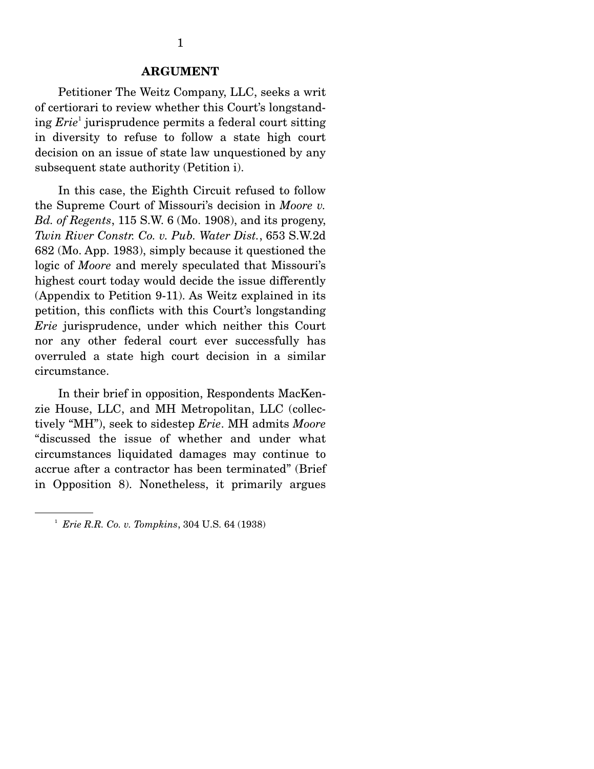## ARGUMENT

Petitioner The Weitz Company, LLC, seeks a writ of certiorari to review whether this Court's longstanding *Erie*[1] jurisprudence permits a federal court sitting in diversity to refuse to follow a state high court decision on an issue of state law unquestioned by any subsequent state authority (Petition i).

In this case, the Eighth Circuit refused to follow the Supreme Court of Missouri's decision in *Moore v. Bd. of Regents*, 115 S.W. 6 (Mo. 1908), and its progeny, *Twin River Constr. Co. v. Pub. Water Dist.*, 653 S.W.2d 682 (Mo. App. 1983), simply because it questioned the logic of *Moore* and merely speculated that Missouri's highest court today would decide the issue differently (Appendix to Petition 9-11). As Weitz explained in its petition, this conflicts with this Court's longstanding *Erie* jurisprudence, under which neither this Court nor any other federal court ever successfully has overruled a state high court decision in a similar circumstance.

In their brief in opposition, Respondents MacKenzie House, LLC, and MH Metropolitan, LLC (collectively "MH"), seek to sidestep *Erie*. MH admits *Moore* "discussed the issue of whether and under what circumstances liquidated damages may continue to accrue after a contractor has been terminated" (Brief in Opposition 8). Nonetheless, it primarily argues

[1] *Erie R.R. Co. v. Tompkins*, 304 U.S. 64 (1938)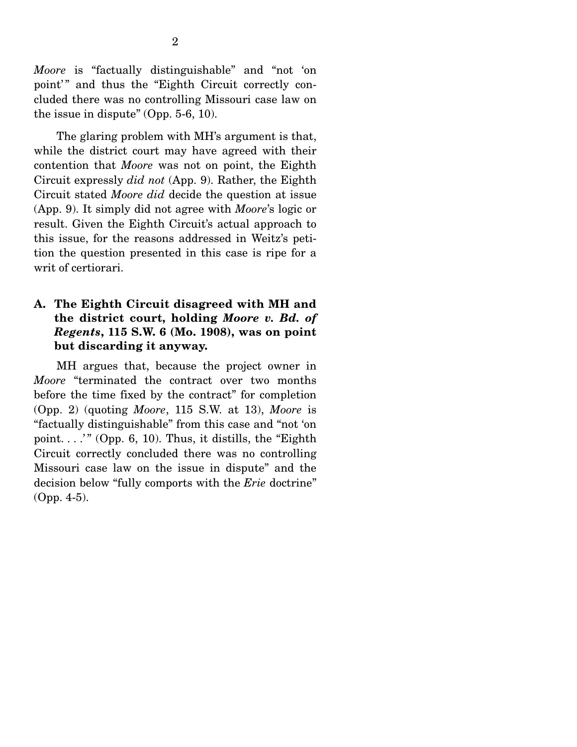*Moore* is "factually distinguishable" and "not 'on point'" and thus the "Eighth Circuit correctly concluded there was no controlling Missouri case law on the issue in dispute" (Opp. 5-6, 10).

The glaring problem with MH's argument is that, while the district court may have agreed with their contention that *Moore* was not on point, the Eighth Circuit expressly *did not* (App. 9). Rather, the Eighth Circuit stated *Moore did* decide the question at issue (App. 9). It simply did not agree with *Moore*'s logic or result. Given the Eighth Circuit's actual approach to this issue, for the reasons addressed in Weitz's petition the question presented in this case is ripe for a writ of certiorari.

## A. The Eighth Circuit disagreed with MH and the district court, holding *Moore v. Bd. of Regents*, 115 S.W. 6 (Mo. 1908), was on point but discarding it anyway.

MH argues that, because the project owner in *Moore* "terminated the contract over two months before the time fixed by the contract" for completion (Opp. 2) (quoting *Moore*, 115 S.W. at 13), *Moore* is "factually distinguishable" from this case and "not 'on point. . . .'" (Opp. 6, 10). Thus, it distills, the "Eighth Circuit correctly concluded there was no controlling Missouri case law on the issue in dispute" and the decision below "fully comports with the *Erie* doctrine" (Opp. 4-5).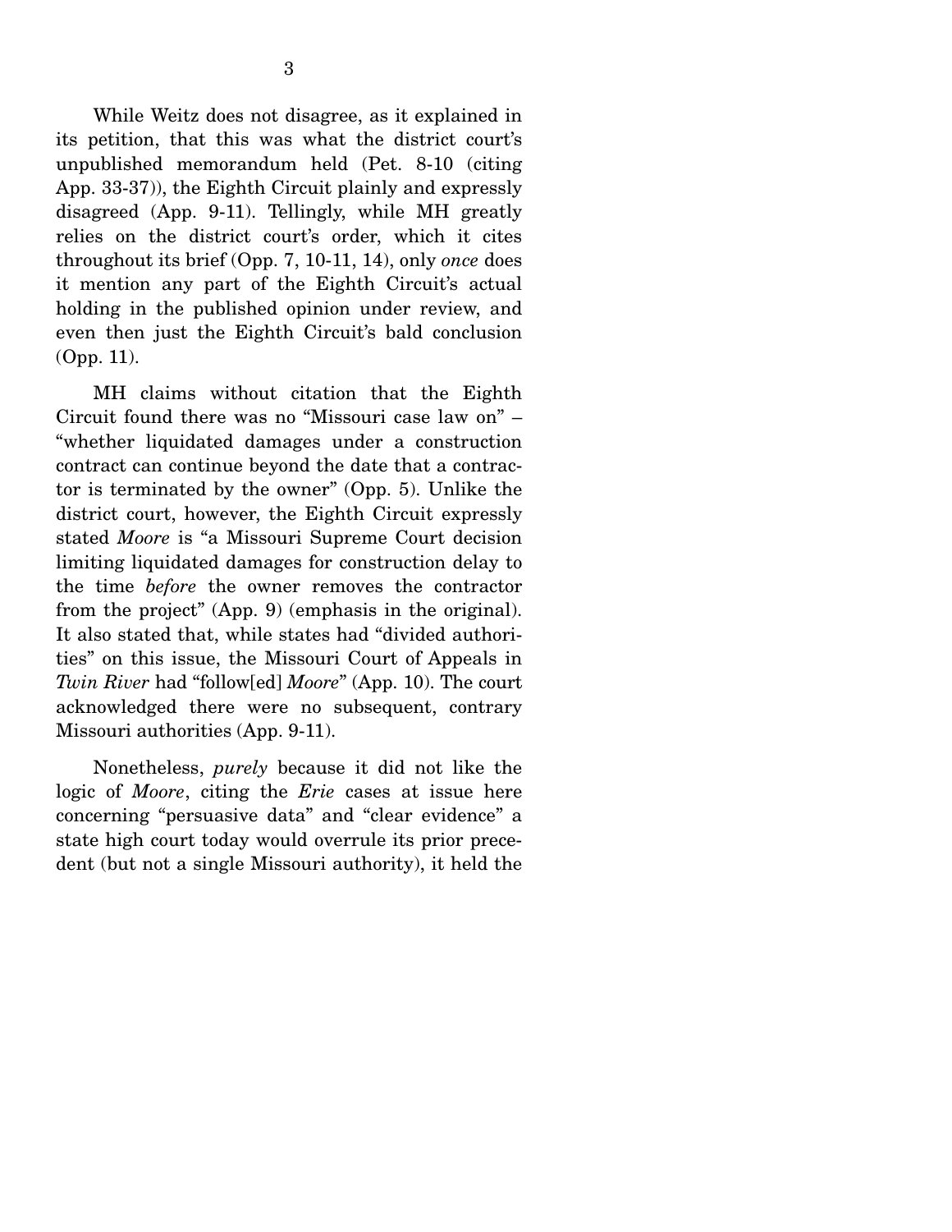While Weitz does not disagree, as it explained in its petition, that this was what the district court's unpublished memorandum held (Pet. 8-10 (citing App. 33-37)), the Eighth Circuit plainly and expressly disagreed (App. 9-11). Tellingly, while MH greatly relies on the district court's order, which it cites throughout its brief (Opp. 7, 10-11, 14), only *once* does it mention any part of the Eighth Circuit's actual holding in the published opinion under review, and even then just the Eighth Circuit's bald conclusion (Opp. 11).

MH claims without citation that the Eighth Circuit found there was no "Missouri case law on" – "whether liquidated damages under a construction contract can continue beyond the date that a contractor is terminated by the owner" (Opp. 5). Unlike the district court, however, the Eighth Circuit expressly stated *Moore* is "a Missouri Supreme Court decision limiting liquidated damages for construction delay to the time *before* the owner removes the contractor from the project" (App. 9) (emphasis in the original). It also stated that, while states had "divided authorities" on this issue, the Missouri Court of Appeals in *Twin River* had "follow[ed] *Moore*" (App. 10). The court acknowledged there were no subsequent, contrary Missouri authorities (App. 9-11).

Nonetheless, *purely* because it did not like the logic of *Moore*, citing the *Erie* cases at issue here concerning "persuasive data" and "clear evidence" a state high court today would overrule its prior precedent (but not a single Missouri authority), it held the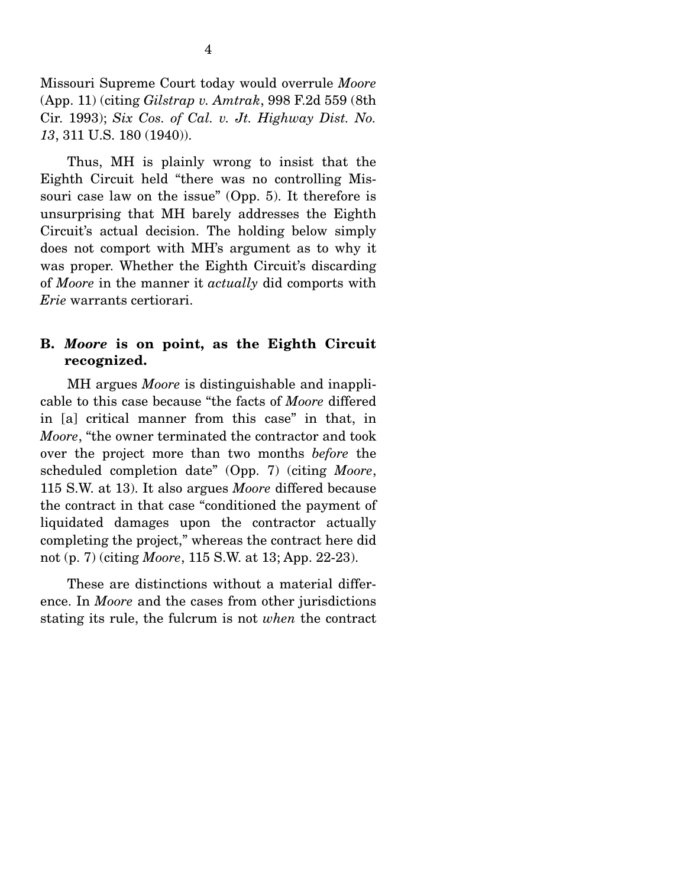Missouri Supreme Court today would overrule *Moore* (App. 11) (citing *Gilstrap v. Amtrak*, 998 F.2d 559 (8th Cir. 1993); *Six Cos. of Cal. v. Jt. Highway Dist. No. 13*, 311 U.S. 180 (1940)).

Thus, MH is plainly wrong to insist that the Eighth Circuit held "there was no controlling Missouri case law on the issue" (Opp. 5). It therefore is unsurprising that MH barely addresses the Eighth Circuit's actual decision. The holding below simply does not comport with MH's argument as to why it was proper. Whether the Eighth Circuit's discarding of *Moore* in the manner it *actually* did comports with *Erie* warrants certiorari.

### B. *Moore* is on point, as the Eighth Circuit recognized.

MH argues *Moore* is distinguishable and inapplicable to this case because "the facts of *Moore* differed in [a] critical manner from this case" in that, in *Moore*, "the owner terminated the contractor and took over the project more than two months *before* the scheduled completion date" (Opp. 7) (citing *Moore*, 115 S.W. at 13). It also argues *Moore* differed because the contract in that case "conditioned the payment of liquidated damages upon the contractor actually completing the project," whereas the contract here did not (p. 7) (citing *Moore*, 115 S.W. at 13; App. 22-23).

These are distinctions without a material difference. In *Moore* and the cases from other jurisdictions stating its rule, the fulcrum is not *when* the contract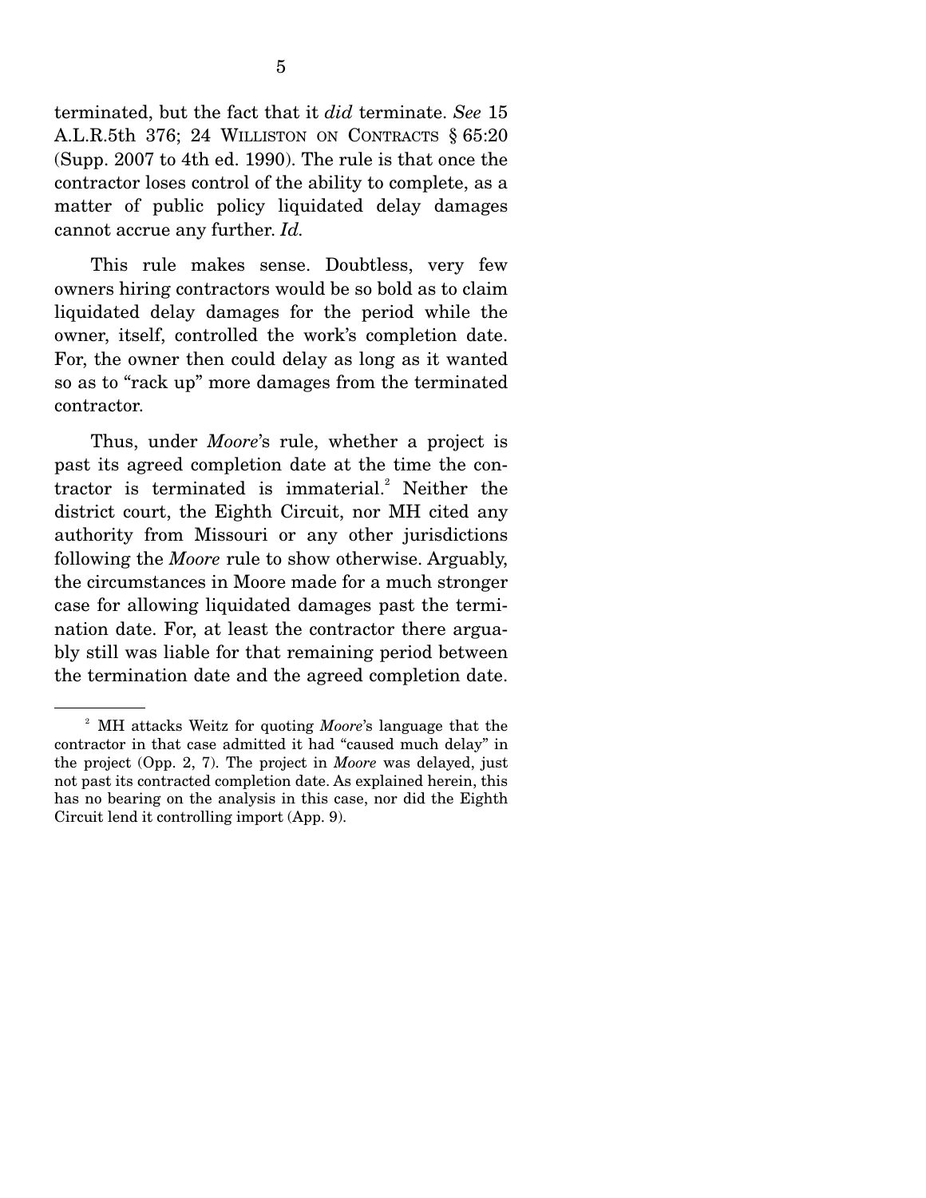terminated, but the fact that it *did* terminate. *See* 15 A.L.R.5th 376; 24 WILLISTON ON CONTRACTS § 65:20 (Supp. 2007 to 4th ed. 1990). The rule is that once the contractor loses control of the ability to complete, as a matter of public policy liquidated delay damages cannot accrue any further. *Id.*

This rule makes sense. Doubtless, very few owners hiring contractors would be so bold as to claim liquidated delay damages for the period while the owner, itself, controlled the work's completion date. For, the owner then could delay as long as it wanted so as to "rack up" more damages from the terminated contractor.

Thus, under *Moore*'s rule, whether a project is past its agreed completion date at the time the contractor is terminated is immaterial.[2] Neither the district court, the Eighth Circuit, nor MH cited any authority from Missouri or any other jurisdictions following the *Moore* rule to show otherwise. Arguably, the circumstances in Moore made for a much stronger case for allowing liquidated damages past the termination date. For, at least the contractor there arguably still was liable for that remaining period between the termination date and the agreed completion date.

---

[2] MH attacks Weitz for quoting *Moore*'s language that the contractor in that case admitted it had "caused much delay" in the project (Opp. 2, 7). The project in *Moore* was delayed, just not past its contracted completion date. As explained herein, this has no bearing on the analysis in this case, nor did the Eighth Circuit lend it controlling import (App. 9).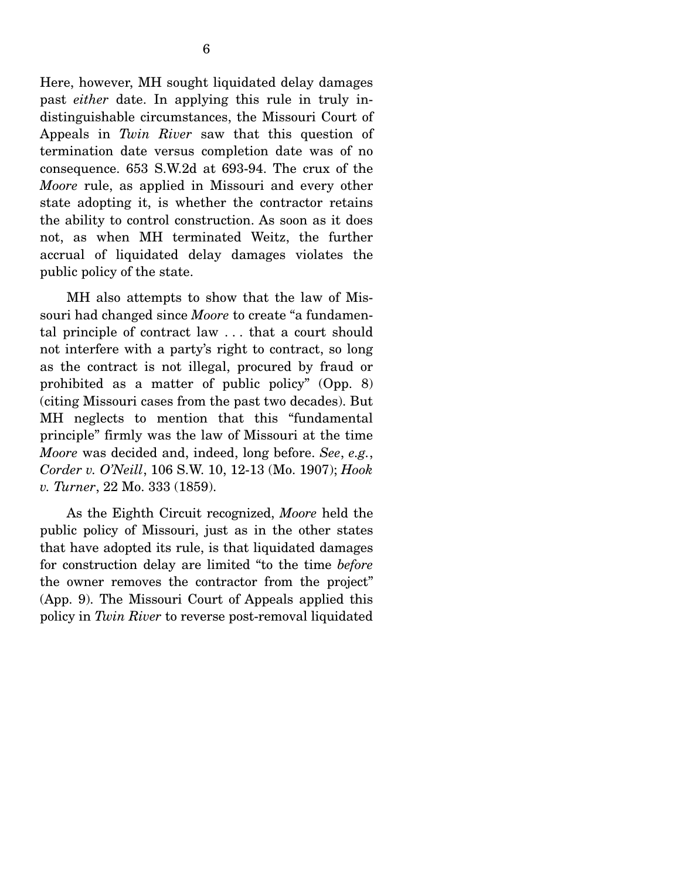Here, however, MH sought liquidated delay damages past *either* date. In applying this rule in truly indistinguishable circumstances, the Missouri Court of Appeals in *Twin River* saw that this question of termination date versus completion date was of no consequence. 653 S.W.2d at 693-94. The crux of the *Moore* rule, as applied in Missouri and every other state adopting it, is whether the contractor retains the ability to control construction. As soon as it does not, as when MH terminated Weitz, the further accrual of liquidated delay damages violates the public policy of the state.

MH also attempts to show that the law of Missouri had changed since *Moore* to create "a fundamental principle of contract law . . . that a court should not interfere with a party's right to contract, so long as the contract is not illegal, procured by fraud or prohibited as a matter of public policy" (Opp. 8) (citing Missouri cases from the past two decades). But MH neglects to mention that this "fundamental principle" firmly was the law of Missouri at the time *Moore* was decided and, indeed, long before. *See*, *e.g.*, *Corder v. O'Neill*, 106 S.W. 10, 12-13 (Mo. 1907); *Hook v. Turner*, 22 Mo. 333 (1859).

As the Eighth Circuit recognized, *Moore* held the public policy of Missouri, just as in the other states that have adopted its rule, is that liquidated damages for construction delay are limited "to the time *before* the owner removes the contractor from the project" (App. 9). The Missouri Court of Appeals applied this policy in *Twin River* to reverse post-removal liquidated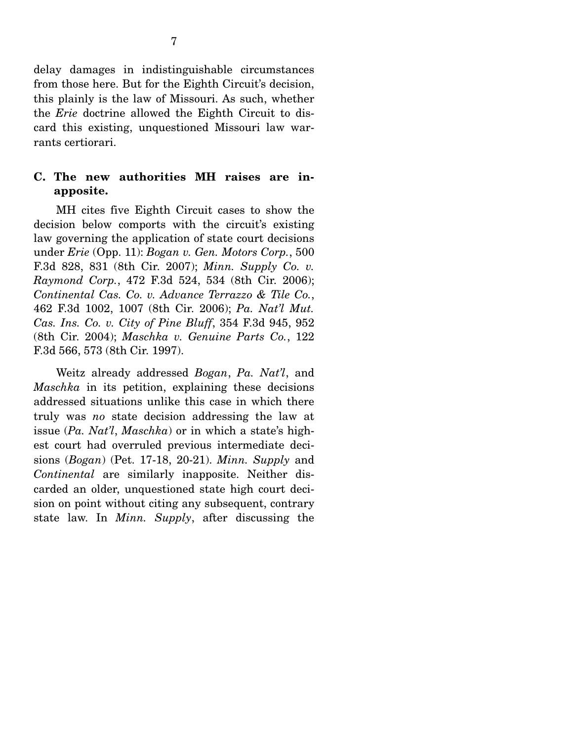delay damages in indistinguishable circumstances from those here. But for the Eighth Circuit's decision, this plainly is the law of Missouri. As such, whether the *Erie* doctrine allowed the Eighth Circuit to discard this existing, unquestioned Missouri law warrants certiorari.

### C. The new authorities MH raises are inapposite.

MH cites five Eighth Circuit cases to show the decision below comports with the circuit's existing law governing the application of state court decisions under *Erie* (Opp. 11): *Bogan v. Gen. Motors Corp.*, 500 F.3d 828, 831 (8th Cir. 2007); *Minn. Supply Co. v. Raymond Corp.*, 472 F.3d 524, 534 (8th Cir. 2006); *Continental Cas. Co. v. Advance Terrazzo & Tile Co.*, 462 F.3d 1002, 1007 (8th Cir. 2006); *Pa. Nat'l Mut. Cas. Ins. Co. v. City of Pine Bluff*, 354 F.3d 945, 952 (8th Cir. 2004); *Maschka v. Genuine Parts Co.*, 122 F.3d 566, 573 (8th Cir. 1997).

Weitz already addressed *Bogan*, *Pa. Nat'l*, and *Maschka* in its petition, explaining these decisions addressed situations unlike this case in which there truly was *no* state decision addressing the law at issue (*Pa. Nat'l*, *Maschka*) or in which a state's highest court had overruled previous intermediate decisions (*Bogan*) (Pet. 17-18, 20-21). *Minn. Supply* and *Continental* are similarly inapposite. Neither discarded an older, unquestioned state high court decision on point without citing any subsequent, contrary state law. In *Minn. Supply*, after discussing the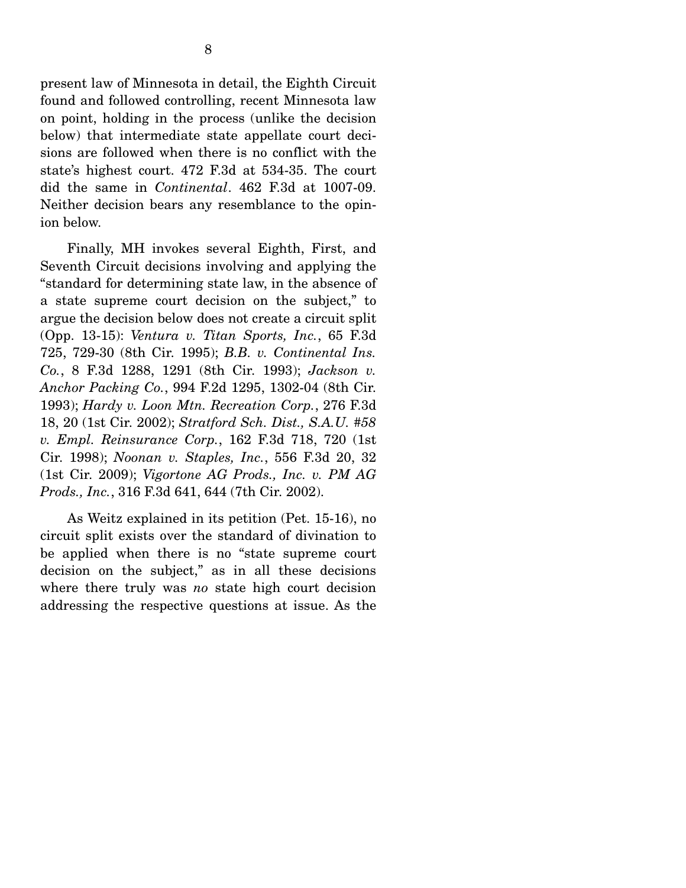present law of Minnesota in detail, the Eighth Circuit found and followed controlling, recent Minnesota law on point, holding in the process (unlike the decision below) that intermediate state appellate court decisions are followed when there is no conflict with the state's highest court. 472 F.3d at 534-35. The court did the same in *Continental*. 462 F.3d at 1007-09. Neither decision bears any resemblance to the opinion below.

Finally, MH invokes several Eighth, First, and Seventh Circuit decisions involving and applying the "standard for determining state law, in the absence of a state supreme court decision on the subject," to argue the decision below does not create a circuit split (Opp. 13-15): *Ventura v. Titan Sports, Inc.*, 65 F.3d 725, 729-30 (8th Cir. 1995); *B.B. v. Continental Ins. Co.*, 8 F.3d 1288, 1291 (8th Cir. 1993); *Jackson v. Anchor Packing Co.*, 994 F.2d 1295, 1302-04 (8th Cir. 1993); *Hardy v. Loon Mtn. Recreation Corp.*, 276 F.3d 18, 20 (1st Cir. 2002); *Stratford Sch. Dist., S.A.U. #58 v. Empl. Reinsurance Corp.*, 162 F.3d 718, 720 (1st Cir. 1998); *Noonan v. Staples, Inc.*, 556 F.3d 20, 32 (1st Cir. 2009); *Vigortone AG Prods., Inc. v. PM AG Prods., Inc.*, 316 F.3d 641, 644 (7th Cir. 2002).

As Weitz explained in its petition (Pet. 15-16), no circuit split exists over the standard of divination to be applied when there is no "state supreme court decision on the subject," as in all these decisions where there truly was *no* state high court decision addressing the respective questions at issue. As the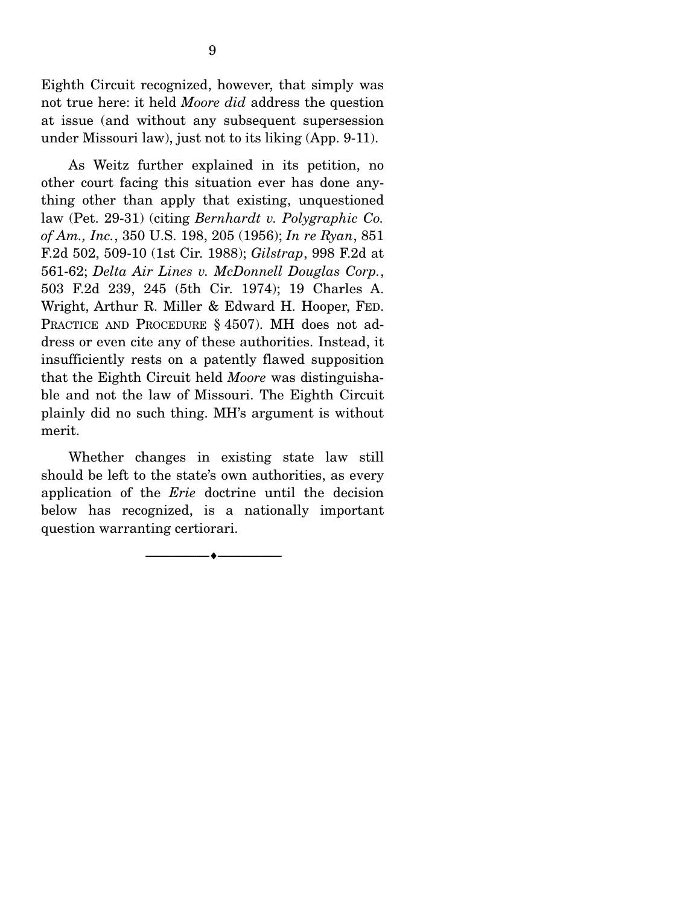Eighth Circuit recognized, however, that simply was not true here: it held *Moore did* address the question at issue (and without any subsequent supersession under Missouri law), just not to its liking (App. 9-11).

As Weitz further explained in its petition, no other court facing this situation ever has done anything other than apply that existing, unquestioned law (Pet. 29-31) (citing *Bernhardt v. Polygraphic Co. of Am., Inc.*, 350 U.S. 198, 205 (1956); *In re Ryan*, 851 F.2d 502, 509-10 (1st Cir. 1988); *Gilstrap*, 998 F.2d at 561-62; *Delta Air Lines v. McDonnell Douglas Corp.*, 503 F.2d 239, 245 (5th Cir. 1974); 19 Charles A. Wright, Arthur R. Miller & Edward H. Hooper, FED. PRACTICE AND PROCEDURE § 4507). MH does not address or even cite any of these authorities. Instead, it insufficiently rests on a patently flawed supposition that the Eighth Circuit held *Moore* was distinguishable and not the law of Missouri. The Eighth Circuit plainly did no such thing. MH's argument is without merit.

Whether changes in existing state law still should be left to the state's own authorities, as every application of the *Erie* doctrine until the decision below has recognized, is a nationally important question warranting certiorari.

---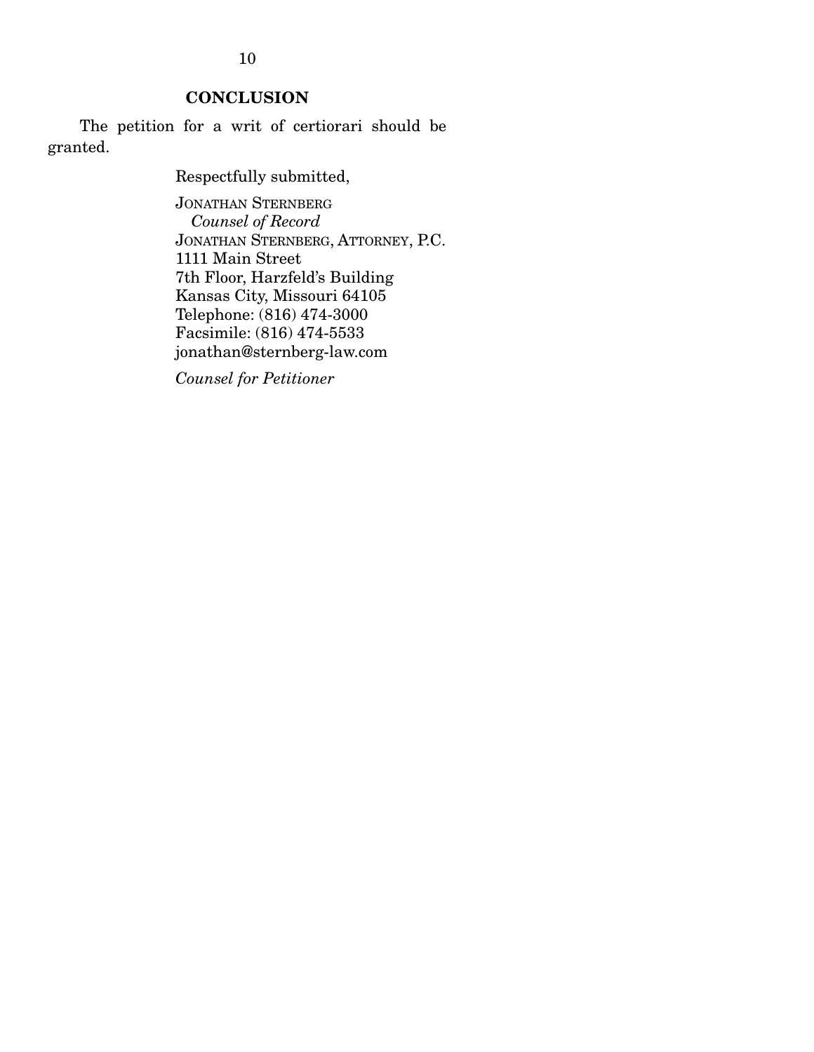## CONCLUSION

The petition for a writ of certiorari should be granted.

Respectfully submitted,

JONATHAN STERNBERG
*Counsel of Record*
JONATHAN STERNBERG, ATTORNEY, P.C.
1111 Main Street
7th Floor, Harzfeld's Building
Kansas City, Missouri 64105
Telephone: (816) 474-3000
Facsimile: (816) 474-5533
jonathan@sternberg-law.com

*Counsel for Petitioner*